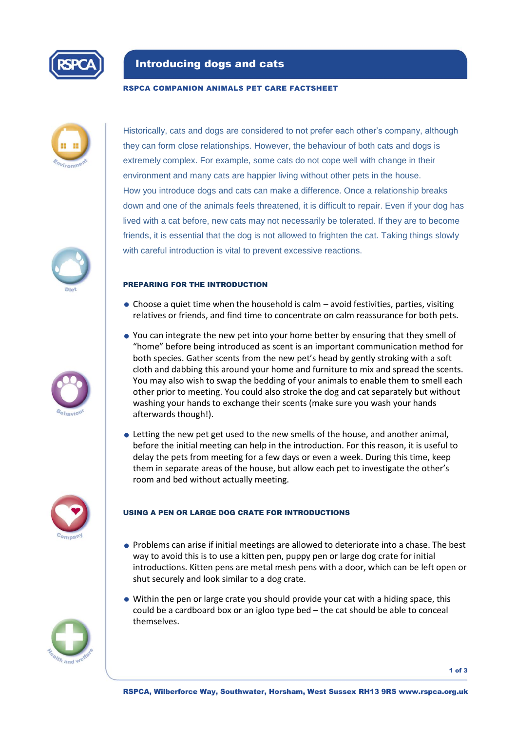# Introducing dogs and cats

**RSPCA COMPANION ANIMALS PET CARE FACTSHEET**

Historically, cats and dogs are considered to not prefer each other's company, although they can form close relationships. However, the behaviour of both cats and dogs is extremely complex. For example, some cats do not cope well with change in their environment and many cats are happier living without other pets in the house.
How you introduce dogs and cats can make a difference. Once a relationship breaks down and one of the animals feels threatened, it is difficult to repair. Even if your dog has lived with a cat before, new cats may not necessarily be tolerated. If they are to become friends, it is essential that the dog is not allowed to frighten the cat. Taking things slowly with careful introduction is vital to prevent excessive reactions.

## PREPARING FOR THE INTRODUCTION

- Choose a quiet time when the household is calm – avoid festivities, parties, visiting relatives or friends, and find time to concentrate on calm reassurance for both pets.
- You can integrate the new pet into your home better by ensuring that they smell of "home" before being introduced as scent is an important communication method for both species. Gather scents from the new pet's head by gently stroking with a soft cloth and dabbing this around your home and furniture to mix and spread the scents. You may also wish to swap the bedding of your animals to enable them to smell each other prior to meeting. You could also stroke the dog and cat separately but without washing your hands to exchange their scents (make sure you wash your hands afterwards though!).
- Letting the new pet get used to the new smells of the house, and another animal, before the initial meeting can help in the introduction. For this reason, it is useful to delay the pets from meeting for a few days or even a week. During this time, keep them in separate areas of the house, but allow each pet to investigate the other's room and bed without actually meeting.

## USING A PEN OR LARGE DOG CRATE FOR INTRODUCTIONS

- Problems can arise if initial meetings are allowed to deteriorate into a chase. The best way to avoid this is to use a kitten pen, puppy pen or large dog crate for initial introductions. Kitten pens are metal mesh pens with a door, which can be left open or shut securely and look similar to a dog crate.
- Within the pen or large crate you should provide your cat with a hiding space, this could be a cardboard box or an igloo type bed – the cat should be able to conceal themselves.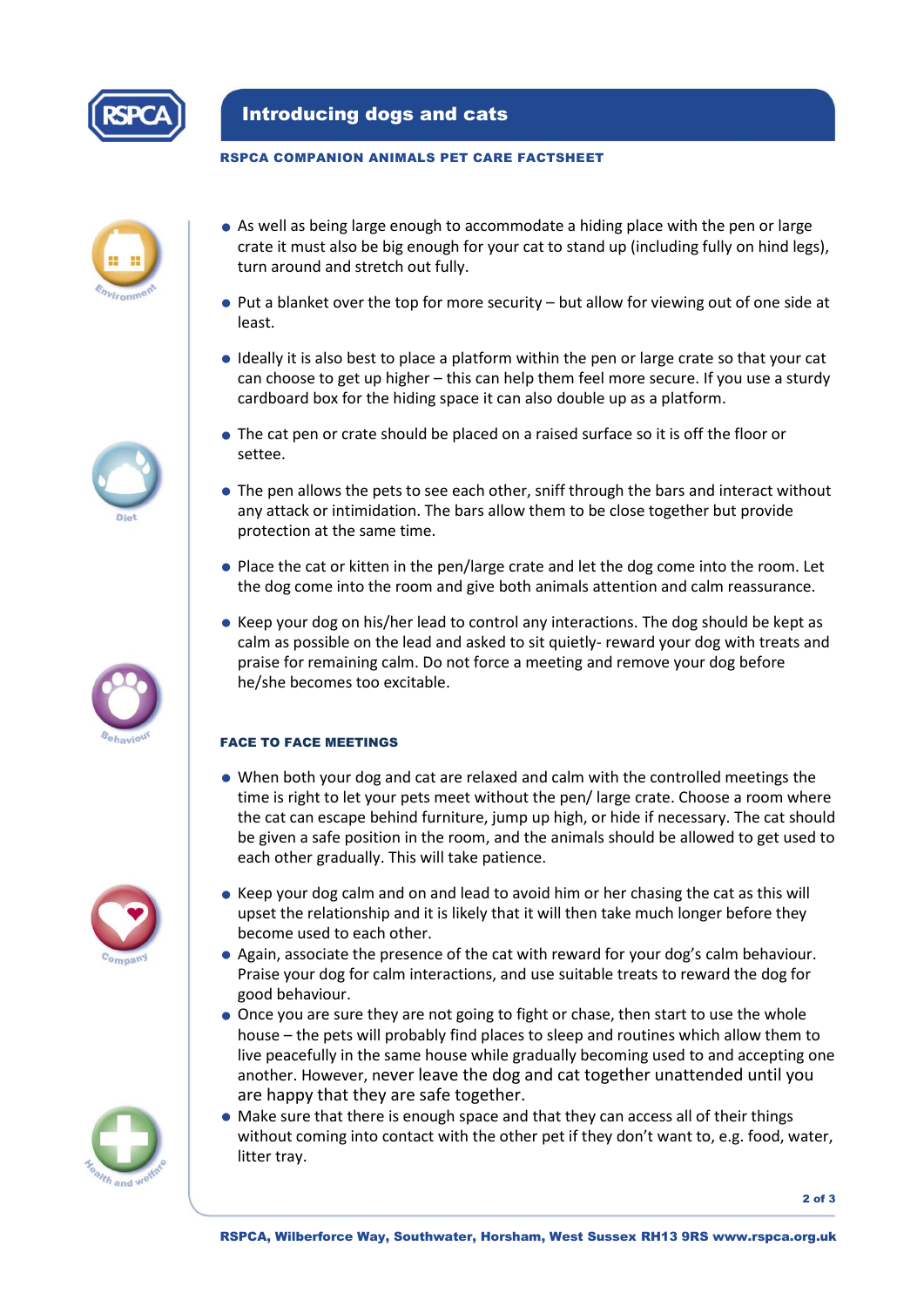- As well as being large enough to accommodate a hiding place with the pen or large crate it must also be big enough for your cat to stand up (including fully on hind legs), turn around and stretch out fully.
- Put a blanket over the top for more security – but allow for viewing out of one side at least.
- Ideally it is also best to place a platform within the pen or large crate so that your cat can choose to get up higher – this can help them feel more secure. If you use a sturdy cardboard box for the hiding space it can also double up as a platform.
- The cat pen or crate should be placed on a raised surface so it is off the floor or settee.
- The pen allows the pets to see each other, sniff through the bars and interact without any attack or intimidation. The bars allow them to be close together but provide protection at the same time.
- Place the cat or kitten in the pen/large crate and let the dog come into the room. Let the dog come into the room and give both animals attention and calm reassurance.
- Keep your dog on his/her lead to control any interactions. The dog should be kept as calm as possible on the lead and asked to sit quietly- reward your dog with treats and praise for remaining calm. Do not force a meeting and remove your dog before he/she becomes too excitable.

## FACE TO FACE MEETINGS

- When both your dog and cat are relaxed and calm with the controlled meetings the time is right to let your pets meet without the pen/ large crate. Choose a room where the cat can escape behind furniture, jump up high, or hide if necessary. The cat should be given a safe position in the room, and the animals should be allowed to get used to each other gradually. This will take patience.
- Keep your dog calm and on and lead to avoid him or her chasing the cat as this will upset the relationship and it is likely that it will then take much longer before they become used to each other.
- Again, associate the presence of the cat with reward for your dog's calm behaviour. Praise your dog for calm interactions, and use suitable treats to reward the dog for good behaviour.
- Once you are sure they are not going to fight or chase, then start to use the whole house – the pets will probably find places to sleep and routines which allow them to live peacefully in the same house while gradually becoming used to and accepting one another. However, never leave the dog and cat together unattended until you are happy that they are safe together.
- Make sure that there is enough space and that they can access all of their things without coming into contact with the other pet if they don't want to, e.g. food, water, litter tray.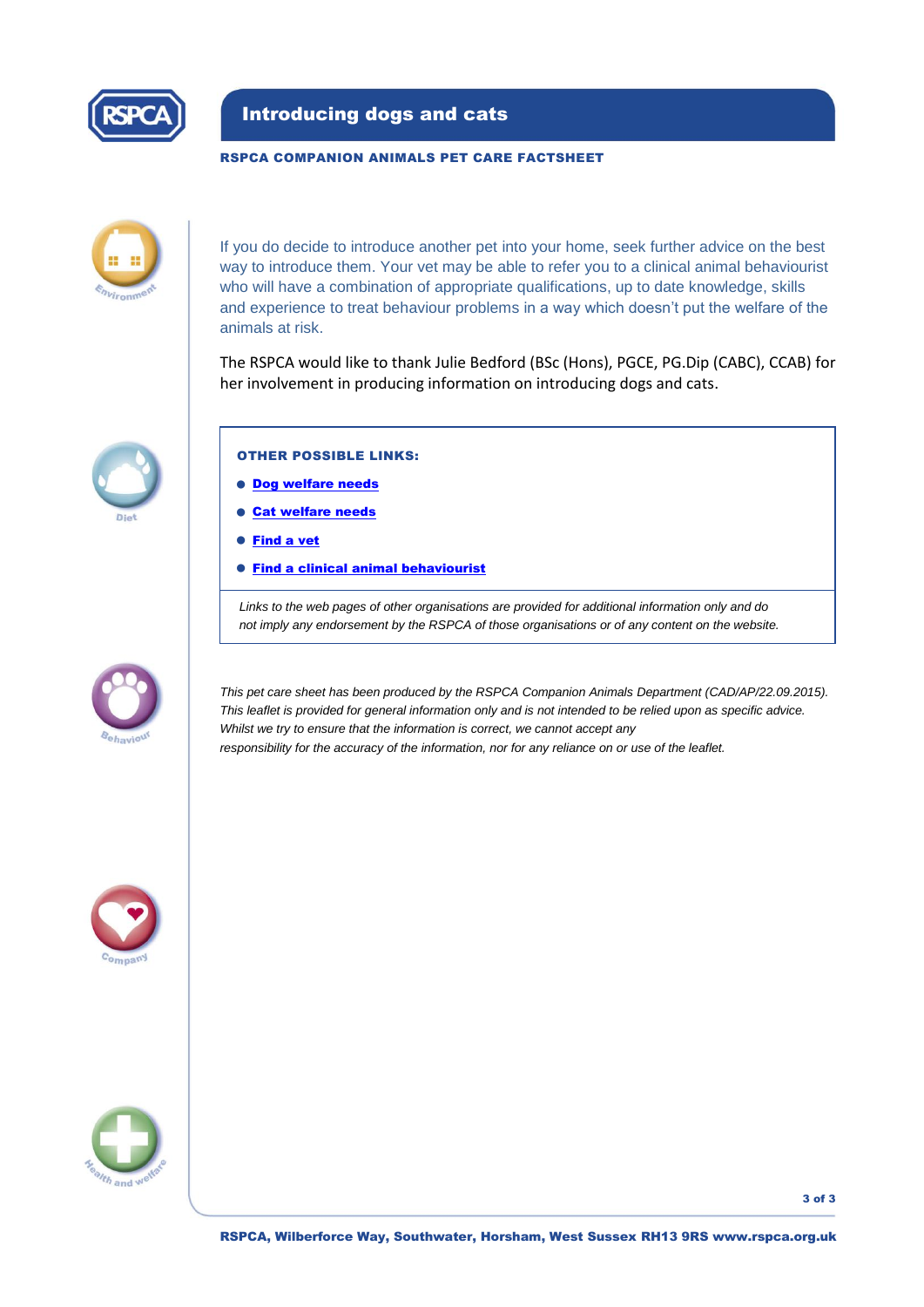# Introducing dogs and cats

**RSPCA COMPANION ANIMALS PET CARE FACTSHEET**

If you do decide to introduce another pet into your home, seek further advice on the best way to introduce them. Your vet may be able to refer you to a clinical animal behaviourist who will have a combination of appropriate qualifications, up to date knowledge, skills and experience to treat behaviour problems in a way which doesn't put the welfare of the animals at risk.

The RSPCA would like to thank Julie Bedford (BSc (Hons), PGCE, PG.Dip (CABC), CCAB) for her involvement in producing information on introducing dogs and cats.

**OTHER POSSIBLE LINKS:**

- **Dog welfare needs**
- **Cat welfare needs**
- **Find a vet**
- **Find a clinical animal behaviourist**

*Links to the web pages of other organisations are provided for additional information only and do not imply any endorsement by the RSPCA of those organisations or of any content on the website.*

*This pet care sheet has been produced by the RSPCA Companion Animals Department (CAD/AP/22.09.2015). This leaflet is provided for general information only and is not intended to be relied upon as specific advice. Whilst we try to ensure that the information is correct, we cannot accept any responsibility for the accuracy of the information, nor for any reliance on or use of the leaflet.*

**RSPCA, Wilberforce Way, Southwater, Horsham, West Sussex RH13 9RS www.rspca.org.uk**